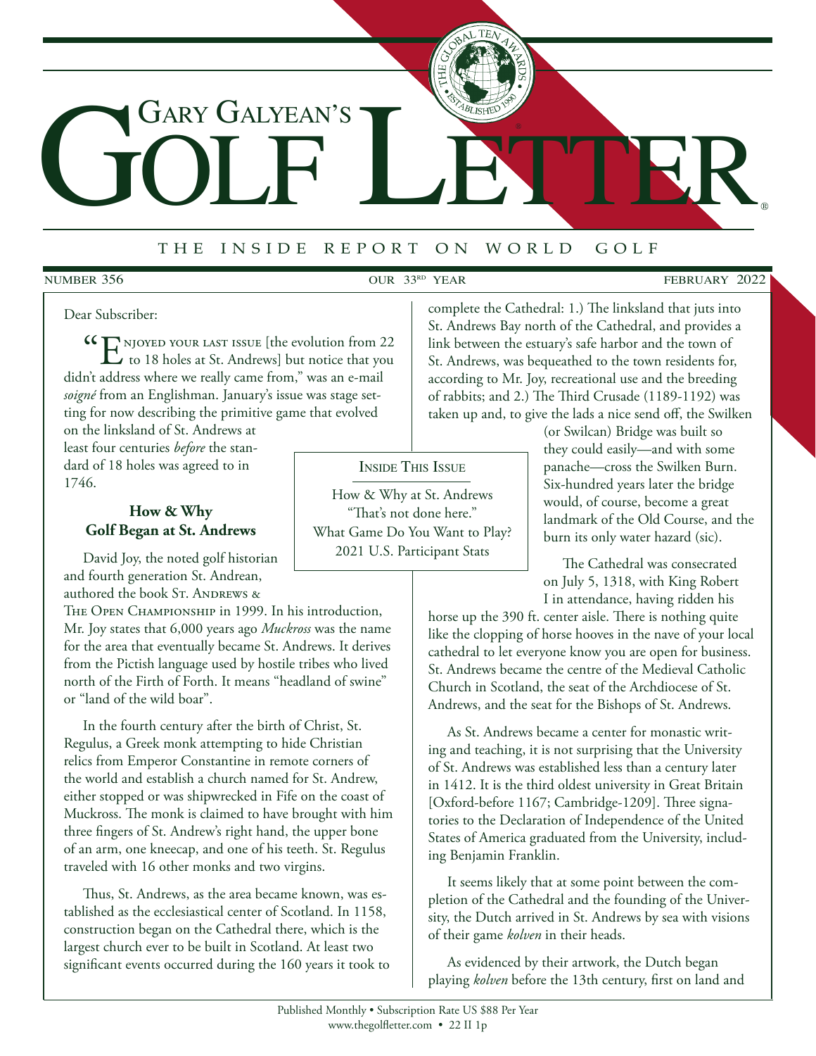# Gary Galyean's Golf Letter

THE INSIDE REPORT ON WORLD GOLF

NUMBER 356 | OUR 33RD YEAR | FEBRUARY 2022

Dear Subscriber:

"Enjoyed your last issue [the evolution from 22 to 18 holes at St. Andrews] but notice that you didn't address where we really came from," was an e-mail *soigné* from an Englishman. January's issue was stage setting for now describing the primitive game that evolved on the linksland of St. Andrews at least four centuries *before* the standard of 18 holes was agreed to in 1746.

> **Inside This Issue**
>
> How & Why at St. Andrews
> "That's not done here."
> What Game Do You Want to Play?
> 2021 U.S. Participant Stats

## How & Why Golf Began at St. Andrews

David Joy, the noted golf historian and fourth generation St. Andrean, authored the book St. Andrews & The Open Championship in 1999. In his introduction, Mr. Joy states that 6,000 years ago *Muckross* was the name for the area that eventually became St. Andrews. It derives from the Pictish language used by hostile tribes who lived north of the Firth of Forth. It means "headland of swine" or "land of the wild boar".

In the fourth century after the birth of Christ, St. Regulus, a Greek monk attempting to hide Christian relics from Emperor Constantine in remote corners of the world and establish a church named for St. Andrew, either stopped or was shipwrecked in Fife on the coast of Muckross. The monk is claimed to have brought with him three fingers of St. Andrew's right hand, the upper bone of an arm, one kneecap, and one of his teeth. St. Regulus traveled with 16 other monks and two virgins.

Thus, St. Andrews, as the area became known, was established as the ecclesiastical center of Scotland. In 1158, construction began on the Cathedral there, which is the largest church ever to be built in Scotland. At least two significant events occurred during the 160 years it took to complete the Cathedral: 1.) The linksland that juts into St. Andrews Bay north of the Cathedral, and provides a link between the estuary's safe harbor and the town of St. Andrews, was bequeathed to the town residents for, according to Mr. Joy, recreational use and the breeding of rabbits; and 2.) The Third Crusade (1189-1192) was taken up and, to give the lads a nice send off, the Swilken (or Swilcan) Bridge was built so they could easily—and with some panache—cross the Swilken Burn. Six-hundred years later the bridge would, of course, become a great landmark of the Old Course, and the burn its only water hazard (sic).

The Cathedral was consecrated on July 5, 1318, with King Robert I in attendance, having ridden his horse up the 390 ft. center aisle. There is nothing quite like the clopping of horse hooves in the nave of your local cathedral to let everyone know you are open for business. St. Andrews became the centre of the Medieval Catholic Church in Scotland, the seat of the Archdiocese of St. Andrews, and the seat for the Bishops of St. Andrews.

As St. Andrews became a center for monastic writing and teaching, it is not surprising that the University of St. Andrews was established less than a century later in 1412. It is the third oldest university in Great Britain [Oxford-before 1167; Cambridge-1209]. Three signatories to the Declaration of Independence of the United States of America graduated from the University, including Benjamin Franklin.

It seems likely that at some point between the completion of the Cathedral and the founding of the University, the Dutch arrived in St. Andrews by sea with visions of their game *kolven* in their heads.

As evidenced by their artwork, the Dutch began playing *kolven* before the 13th century, first on land and

Published Monthly • Subscription Rate US $88 Per Year
www.thegolfletter.com • 22 II 1p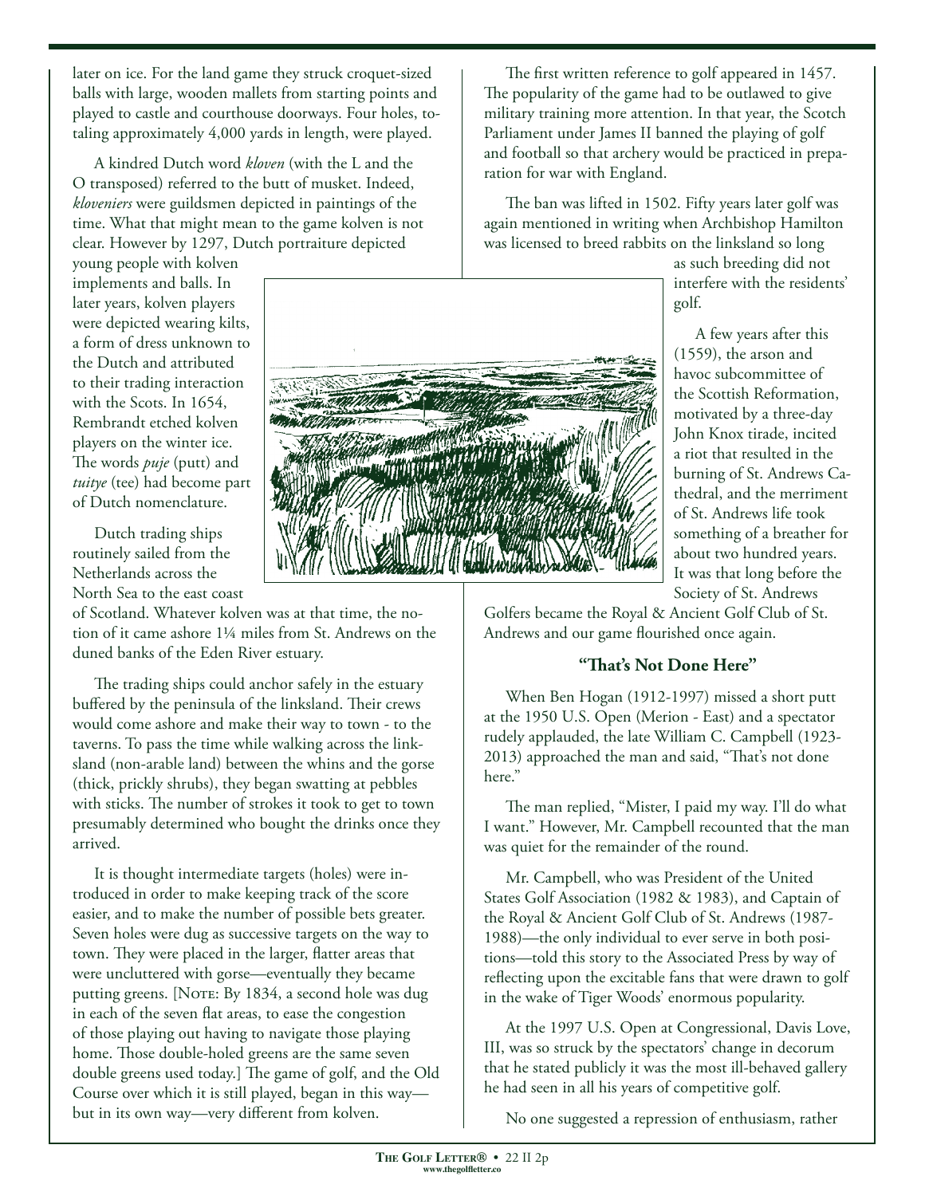later on ice. For the land game they struck croquet-sized balls with large, wooden mallets from starting points and played to castle and courthouse doorways. Four holes, totaling approximately 4,000 yards in length, were played.

A kindred Dutch word *kloven* (with the L and the O transposed) referred to the butt of musket. Indeed, *kloveniers* were guildsmen depicted in paintings of the time. What that might mean to the game kolven is not clear. However by 1297, Dutch portraiture depicted young people with kolven implements and balls. In later years, kolven players were depicted wearing kilts, a form of dress unknown to the Dutch and attributed to their trading interaction with the Scots. In 1654, Rembrandt etched kolven players on the winter ice. The words *puje* (putt) and *tuitye* (tee) had become part of Dutch nomenclature.

Dutch trading ships routinely sailed from the Netherlands across the North Sea to the east coast of Scotland. Whatever kolven was at that time, the notion of it came ashore 1¼ miles from St. Andrews on the duned banks of the Eden River estuary.

The trading ships could anchor safely in the estuary buffered by the peninsula of the linksland. Their crews would come ashore and make their way to town - to the taverns. To pass the time while walking across the linksland (non-arable land) between the whins and the gorse (thick, prickly shrubs), they began swatting at pebbles with sticks. The number of strokes it took to get to town presumably determined who bought the drinks once they arrived.

It is thought intermediate targets (holes) were introduced in order to make keeping track of the score easier, and to make the number of possible bets greater. Seven holes were dug as successive targets on the way to town. They were placed in the larger, flatter areas that were uncluttered with gorse—eventually they became putting greens. [Note: By 1834, a second hole was dug in each of the seven flat areas, to ease the congestion of those playing out having to navigate those playing home. Those double-holed greens are the same seven double greens used today.] The game of golf, and the Old Course over which it is still played, began in this way—but in its own way—very different from kolven.

The first written reference to golf appeared in 1457. The popularity of the game had to be outlawed to give military training more attention. In that year, the Scotch Parliament under James II banned the playing of golf and football so that archery would be practiced in preparation for war with England.

The ban was lifted in 1502. Fifty years later golf was again mentioned in writing when Archbishop Hamilton was licensed to breed rabbits on the linksland so long as such breeding did not interfere with the residents' golf.

A few years after this (1559), the arson and havoc subcommittee of the Scottish Reformation, motivated by a three-day John Knox tirade, incited a riot that resulted in the burning of St. Andrews Cathedral, and the merriment of St. Andrews life took something of a breather for about two hundred years. It was that long before the Society of St. Andrews Golfers became the Royal & Ancient Golf Club of St. Andrews and our game flourished once again.

### "That's Not Done Here"

When Ben Hogan (1912-1997) missed a short putt at the 1950 U.S. Open (Merion - East) and a spectator rudely applauded, the late William C. Campbell (1923-2013) approached the man and said, "That's not done here."

The man replied, "Mister, I paid my way. I'll do what I want." However, Mr. Campbell recounted that the man was quiet for the remainder of the round.

Mr. Campbell, who was President of the United States Golf Association (1982 & 1983), and Captain of the Royal & Ancient Golf Club of St. Andrews (1987-1988)—the only individual to ever serve in both positions—told this story to the Associated Press by way of reflecting upon the excitable fans that were drawn to golf in the wake of Tiger Woods' enormous popularity.

At the 1997 U.S. Open at Congressional, Davis Love, III, was so struck by the spectators' change in decorum that he stated publicly it was the most ill-behaved gallery he had seen in all his years of competitive golf.

No one suggested a repression of enthusiasm, rather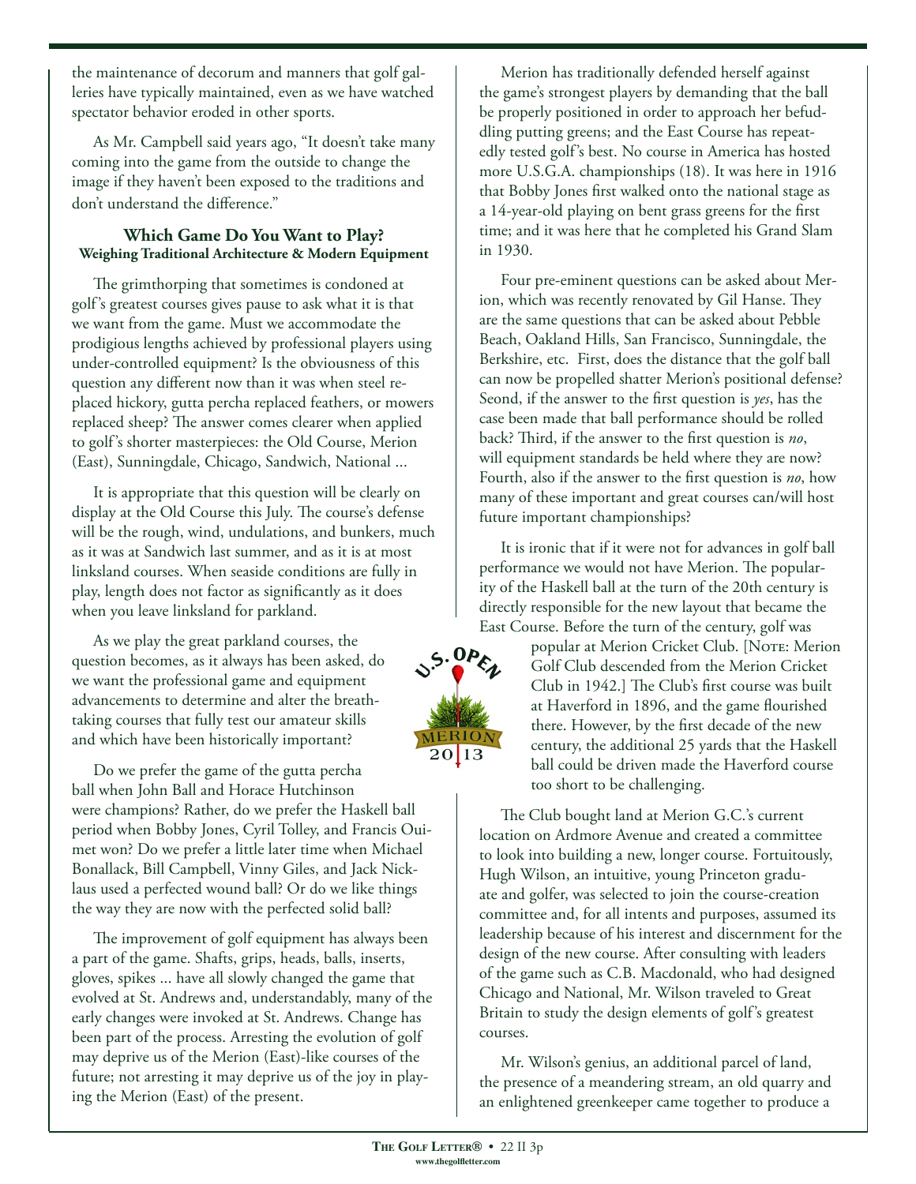the maintenance of decorum and manners that golf galleries have typically maintained, even as we have watched spectator behavior eroded in other sports.

As Mr. Campbell said years ago, "It doesn't take many coming into the game from the outside to change the image if they haven't been exposed to the traditions and don't understand the difference."

### Which Game Do You Want to Play?
**Weighing Traditional Architecture & Modern Equipment**

The grimthorping that sometimes is condoned at golf's greatest courses gives pause to ask what it is that we want from the game. Must we accommodate the prodigious lengths achieved by professional players using under-controlled equipment? Is the obviousness of this question any different now than it was when steel replaced hickory, gutta percha replaced feathers, or mowers replaced sheep? The answer comes clearer when applied to golf's shorter masterpieces: the Old Course, Merion (East), Sunningdale, Chicago, Sandwich, National ...

It is appropriate that this question will be clearly on display at the Old Course this July. The course's defense will be the rough, wind, undulations, and bunkers, much as it was at Sandwich last summer, and as it is at most linksland courses. When seaside conditions are fully in play, length does not factor as significantly as it does when you leave linksland for parkland.

As we play the great parkland courses, the question becomes, as it always has been asked, do we want the professional game and equipment advancements to determine and alter the breathtaking courses that fully test our amateur skills and which have been historically important?

Do we prefer the game of the gutta percha ball when John Ball and Horace Hutchinson were champions? Rather, do we prefer the Haskell ball period when Bobby Jones, Cyril Tolley, and Francis Ouimet won? Do we prefer a little later time when Michael Bonallack, Bill Campbell, Vinny Giles, and Jack Nicklaus used a perfected wound ball? Or do we like things the way they are now with the perfected solid ball?

The improvement of golf equipment has always been a part of the game. Shafts, grips, heads, balls, inserts, gloves, spikes ... have all slowly changed the game that evolved at St. Andrews and, understandably, many of the early changes were invoked at St. Andrews. Change has been part of the process. Arresting the evolution of golf may deprive us of the Merion (East)-like courses of the future; not arresting it may deprive us of the joy in playing the Merion (East) of the present.

Merion has traditionally defended herself against the game's strongest players by demanding that the ball be properly positioned in order to approach her befuddling putting greens; and the East Course has repeatedly tested golf's best. No course in America has hosted more U.S.G.A. championships (18). It was here in 1916 that Bobby Jones first walked onto the national stage as a 14-year-old playing on bent grass greens for the first time; and it was here that he completed his Grand Slam in 1930.

Four pre-eminent questions can be asked about Merion, which was recently renovated by Gil Hanse. They are the same questions that can be asked about Pebble Beach, Oakland Hills, San Francisco, Sunningdale, the Berkshire, etc. First, does the distance that the golf ball can now be propelled shatter Merion's positional defense? Seond, if the answer to the first question is *yes*, has the case been made that ball performance should be rolled back? Third, if the answer to the first question is *no*, will equipment standards be held where they are now? Fourth, also if the answer to the first question is *no*, how many of these important and great courses can/will host future important championships?

It is ironic that if it were not for advances in golf ball performance we would not have Merion. The popularity of the Haskell ball at the turn of the 20th century is directly responsible for the new layout that became the East Course. Before the turn of the century, golf was popular at Merion Cricket Club. [Note: Merion Golf Club descended from the Merion Cricket Club in 1942.] The Club's first course was built at Haverford in 1896, and the game flourished there. However, by the first decade of the new century, the additional 25 yards that the Haskell ball could be driven made the Haverford course too short to be challenging.

The Club bought land at Merion G.C.'s current location on Ardmore Avenue and created a committee to look into building a new, longer course. Fortuitously, Hugh Wilson, an intuitive, young Princeton graduate and golfer, was selected to join the course-creation committee and, for all intents and purposes, assumed its leadership because of his interest and discernment for the design of the new course. After consulting with leaders of the game such as C.B. Macdonald, who had designed Chicago and National, Mr. Wilson traveled to Great Britain to study the design elements of golf's greatest courses.

Mr. Wilson's genius, an additional parcel of land, the presence of a meandering stream, an old quarry and an enlightened greenkeeper came together to produce a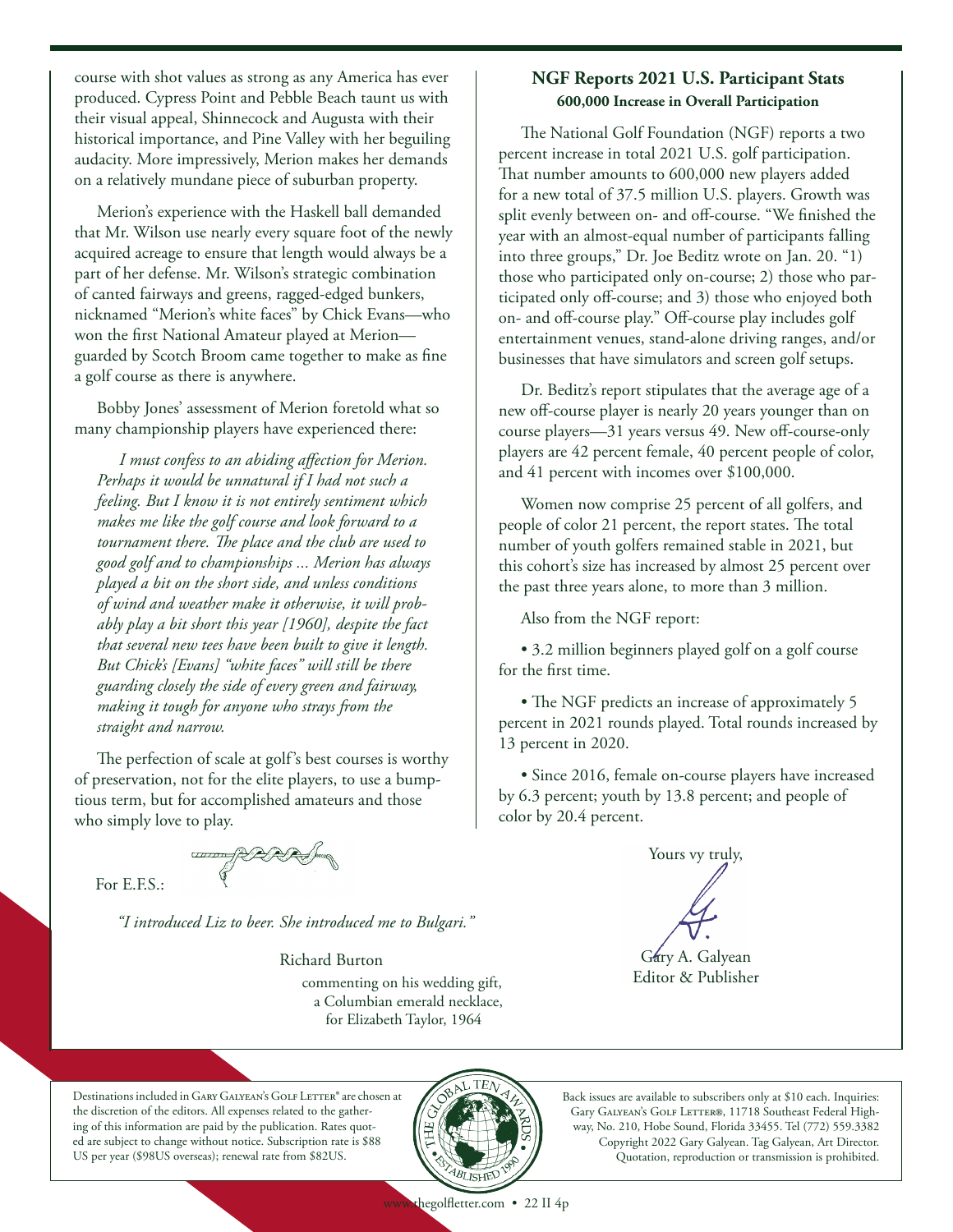course with shot values as strong as any America has ever produced. Cypress Point and Pebble Beach taunt us with their visual appeal, Shinnecock and Augusta with their historical importance, and Pine Valley with her beguiling audacity. More impressively, Merion makes her demands on a relatively mundane piece of suburban property.

Merion's experience with the Haskell ball demanded that Mr. Wilson use nearly every square foot of the newly acquired acreage to ensure that length would always be a part of her defense. Mr. Wilson's strategic combination of canted fairways and greens, ragged-edged bunkers, nicknamed "Merion's white faces" by Chick Evans—who won the first National Amateur played at Merion—guarded by Scotch Broom came together to make as fine a golf course as there is anywhere.

Bobby Jones' assessment of Merion foretold what so many championship players have experienced there:

> *I must confess to an abiding affection for Merion. Perhaps it would be unnatural if I had not such a feeling. But I know it is not entirely sentiment which makes me like the golf course and look forward to a tournament there. The place and the club are used to good golf and to championships ... Merion has always played a bit on the short side, and unless conditions of wind and weather make it otherwise, it will probably play a bit short this year [1960], despite the fact that several new tees have been built to give it length. But Chick's [Evans] "white faces" will still be there guarding closely the side of every green and fairway, making it tough for anyone who strays from the straight and narrow.*

The perfection of scale at golf's best courses is worthy of preservation, not for the elite players, to use a bumptious term, but for accomplished amateurs and those who simply love to play.

## NGF Reports 2021 U.S. Participant Stats

**600,000 Increase in Overall Participation**

The National Golf Foundation (NGF) reports a two percent increase in total 2021 U.S. golf participation. That number amounts to 600,000 new players added for a new total of 37.5 million U.S. players. Growth was split evenly between on- and off-course. "We finished the year with an almost-equal number of participants falling into three groups," Dr. Joe Beditz wrote on Jan. 20. "1) those who participated only on-course; 2) those who participated only off-course; and 3) those who enjoyed both on- and off-course play." Off-course play includes golf entertainment venues, stand-alone driving ranges, and/or businesses that have simulators and screen golf setups.

Dr. Beditz's report stipulates that the average age of a new off-course player is nearly 20 years younger than on course players—31 years versus 49. New off-course-only players are 42 percent female, 40 percent people of color, and 41 percent with incomes over $100,000.

Women now comprise 25 percent of all golfers, and people of color 21 percent, the report states. The total number of youth golfers remained stable in 2021, but this cohort's size has increased by almost 25 percent over the past three years alone, to more than 3 million.

Also from the NGF report:

- 3.2 million beginners played golf on a golf course for the first time.
- The NGF predicts an increase of approximately 5 percent in 2021 rounds played. Total rounds increased by 13 percent in 2020.
- Since 2016, female on-course players have increased by 6.3 percent; youth by 13.8 percent; and people of color by 20.4 percent.

Yours vy truly,

Gary A. Galyean
Editor & Publisher

For E.F.S.:

*"I introduced Liz to beer. She introduced me to Bulgari."*

Richard Burton
commenting on his wedding gift, a Columbian emerald necklace, for Elizabeth Taylor, 1964

Destinations included in Gary Galyean's Golf Letter® are chosen at the discretion of the editors. All expenses related to the gathering of this information are paid by the publication. Rates quoted are subject to change without notice. Subscription rate is $88 US per year ($98US overseas); renewal rate from $82US.

The Global Ten Awards — Established 1990

Back issues are available to subscribers only at $10 each. Inquiries: Gary Galyean's Golf Letter®, 11718 Southeast Federal Highway, No. 210, Hobe Sound, Florida 33455. Tel (772) 559.3382 Copyright 2022 Gary Galyean. Tag Galyean, Art Director. Quotation, reproduction or transmission is prohibited.

www.thegolfletter.com • 22 II 4p